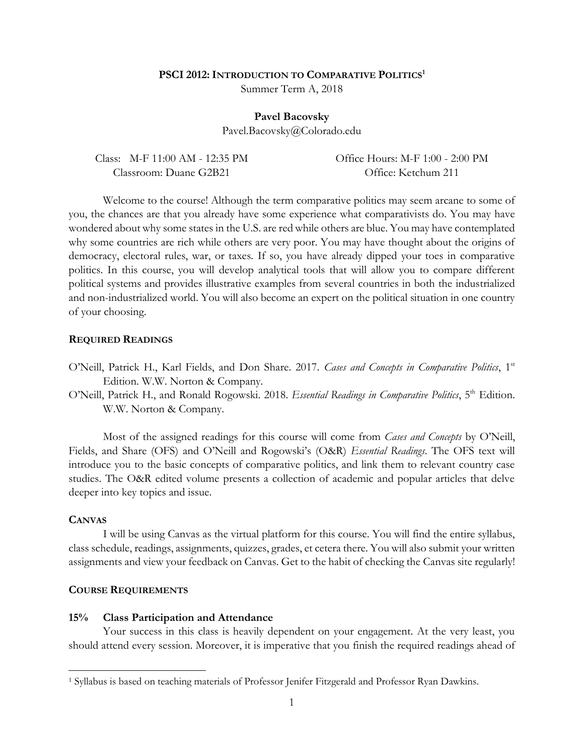# PSCI 2012: Introduction to Comparative Politics[1]

Summer Term A, 2018

**Pavel Bacovsky**

Pavel.Bacovsky@Colorado.edu

Class: M-F 11:00 AM - 12:35 PM
Classroom: Duane G2B21

Office Hours: M-F 1:00 - 2:00 PM
Office: Ketchum 211

Welcome to the course! Although the term comparative politics may seem arcane to some of you, the chances are that you already have some experience what comparativists do. You may have wondered about why some states in the U.S. are red while others are blue. You may have contemplated why some countries are rich while others are very poor. You may have thought about the origins of democracy, electoral rules, war, or taxes. If so, you have already dipped your toes in comparative politics. In this course, you will develop analytical tools that will allow you to compare different political systems and provides illustrative examples from several countries in both the industrialized and non-industrialized world. You will also become an expert on the political situation in one country of your choosing.

## Required Readings

O'Neill, Patrick H., Karl Fields, and Don Share. 2017. *Cases and Concepts in Comparative Politics*, 1st Edition. W.W. Norton & Company.

O'Neill, Patrick H., and Ronald Rogowski. 2018. *Essential Readings in Comparative Politics*, 5th Edition. W.W. Norton & Company.

Most of the assigned readings for this course will come from *Cases and Concepts* by O'Neill, Fields, and Share (OFS) and O'Neill and Rogowski's (O&R) *Essential Readings*. The OFS text will introduce you to the basic concepts of comparative politics, and link them to relevant country case studies. The O&R edited volume presents a collection of academic and popular articles that delve deeper into key topics and issue.

## Canvas

I will be using Canvas as the virtual platform for this course. You will find the entire syllabus, class schedule, readings, assignments, quizzes, grades, et cetera there. You will also submit your written assignments and view your feedback on Canvas. Get to the habit of checking the Canvas site regularly!

## Course Requirements

### 15% Class Participation and Attendance

Your success in this class is heavily dependent on your engagement. At the very least, you should attend every session. Moreover, it is imperative that you finish the required readings ahead of

---

[1] Syllabus is based on teaching materials of Professor Jenifer Fitzgerald and Professor Ryan Dawkins.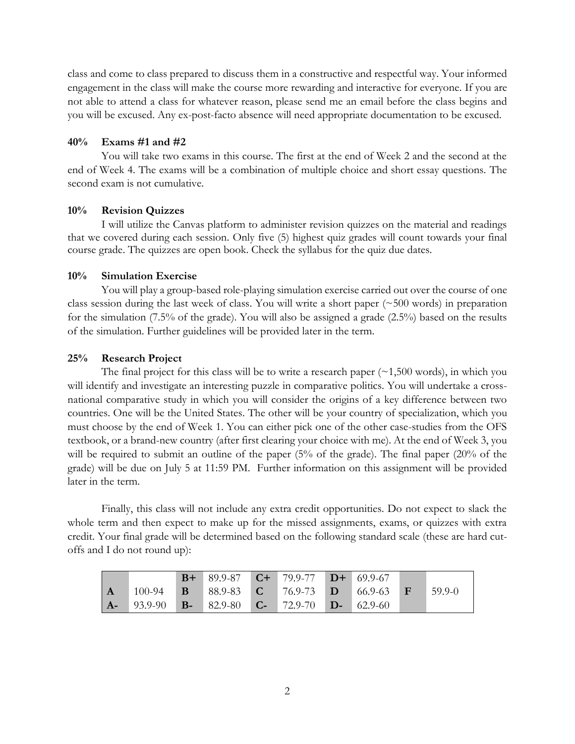class and come to class prepared to discuss them in a constructive and respectful way. Your informed engagement in the class will make the course more rewarding and interactive for everyone. If you are not able to attend a class for whatever reason, please send me an email before the class begins and you will be excused. Any ex-post-facto absence will need appropriate documentation to be excused.

**40% Exams #1 and #2**

You will take two exams in this course. The first at the end of Week 2 and the second at the end of Week 4. The exams will be a combination of multiple choice and short essay questions. The second exam is not cumulative.

**10% Revision Quizzes**

I will utilize the Canvas platform to administer revision quizzes on the material and readings that we covered during each session. Only five (5) highest quiz grades will count towards your final course grade. The quizzes are open book. Check the syllabus for the quiz due dates.

**10% Simulation Exercise**

You will play a group-based role-playing simulation exercise carried out over the course of one class session during the last week of class. You will write a short paper (~500 words) in preparation for the simulation (7.5% of the grade). You will also be assigned a grade (2.5%) based on the results of the simulation. Further guidelines will be provided later in the term.

**25% Research Project**

The final project for this class will be to write a research paper (~1,500 words), in which you will identify and investigate an interesting puzzle in comparative politics. You will undertake a cross-national comparative study in which you will consider the origins of a key difference between two countries. One will be the United States. The other will be your country of specialization, which you must choose by the end of Week 1. You can either pick one of the other case-studies from the OFS textbook, or a brand-new country (after first clearing your choice with me). At the end of Week 3, you will be required to submit an outline of the paper (5% of the grade). The final paper (20% of the grade) will be due on July 5 at 11:59 PM. Further information on this assignment will be provided later in the term.

Finally, this class will not include any extra credit opportunities. Do not expect to slack the whole term and then expect to make up for the missed assignments, exams, or quizzes with extra credit. Your final grade will be determined based on the following standard scale (these are hard cut-offs and I do not round up):

| | | | | | | | | | |
|---|---|---|---|---|---|---|---|---|---|
| | | **B+** | 89.9-87 | **C+** | 79.9-77 | **D+** | 69.9-67 | | |
| **A** | 100-94 | **B** | 88.9-83 | **C** | 76.9-73 | **D** | 66.9-63 | **F** | 59.9-0 |
| **A-** | 93.9-90 | **B-** | 82.9-80 | **C-** | 72.9-70 | **D-** | 62.9-60 | | |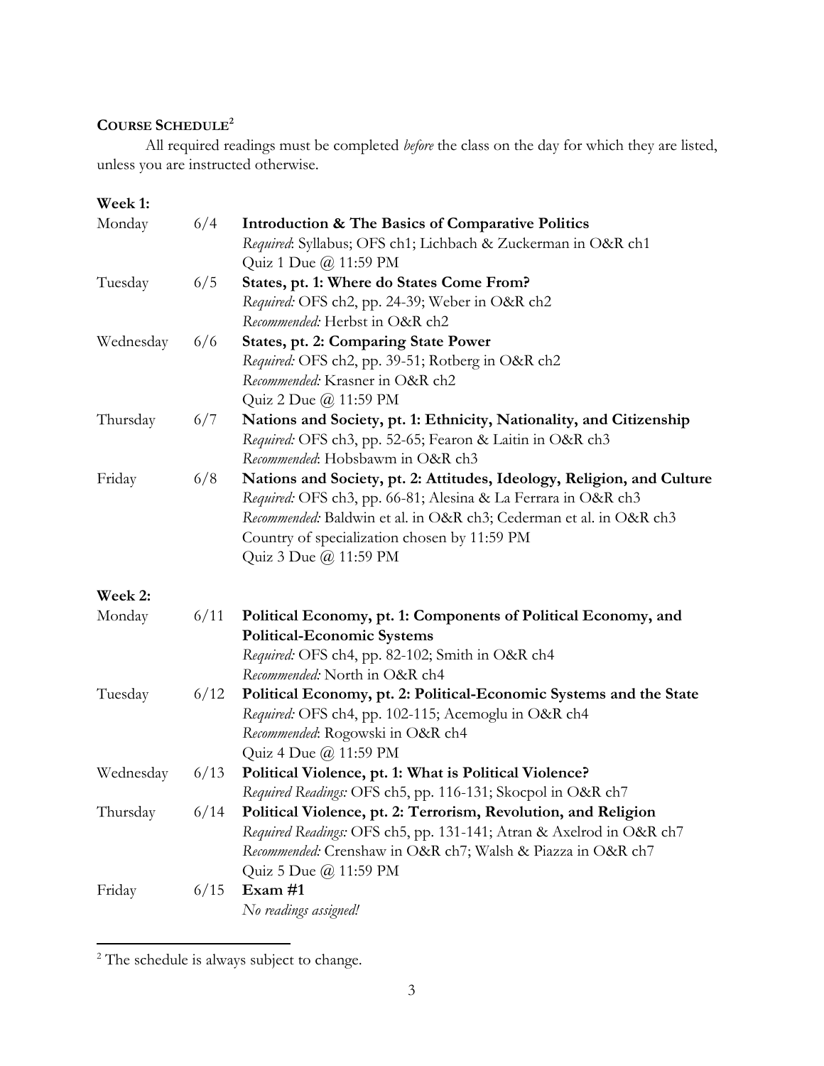## Course Schedule[2]

All required readings must be completed *before* the class on the day for which they are listed, unless you are instructed otherwise.

**Week 1:**

| | | |
|---|---|---|
| Monday | 6/4 | **Introduction & The Basics of Comparative Politics**<br>*Required*: Syllabus; OFS ch1; Lichbach & Zuckerman in O&R ch1<br>Quiz 1 Due @ 11:59 PM |
| Tuesday | 6/5 | **States, pt. 1: Where do States Come From?**<br>*Required:* OFS ch2, pp. 24-39; Weber in O&R ch2<br>*Recommended:* Herbst in O&R ch2 |
| Wednesday | 6/6 | **States, pt. 2: Comparing State Power**<br>*Required:* OFS ch2, pp. 39-51; Rotberg in O&R ch2<br>*Recommended:* Krasner in O&R ch2<br>Quiz 2 Due @ 11:59 PM |
| Thursday | 6/7 | **Nations and Society, pt. 1: Ethnicity, Nationality, and Citizenship**<br>*Required:* OFS ch3, pp. 52-65; Fearon & Laitin in O&R ch3<br>*Recommended*: Hobsbawm in O&R ch3 |
| Friday | 6/8 | **Nations and Society, pt. 2: Attitudes, Ideology, Religion, and Culture**<br>*Required:* OFS ch3, pp. 66-81; Alesina & La Ferrara in O&R ch3<br>*Recommended:* Baldwin et al. in O&R ch3; Cederman et al. in O&R ch3<br>Country of specialization chosen by 11:59 PM<br>Quiz 3 Due @ 11:59 PM |

**Week 2:**

| | | |
|---|---|---|
| Monday | 6/11 | **Political Economy, pt. 1: Components of Political Economy, and Political-Economic Systems**<br>*Required:* OFS ch4, pp. 82-102; Smith in O&R ch4<br>*Recommended:* North in O&R ch4 |
| Tuesday | 6/12 | **Political Economy, pt. 2: Political-Economic Systems and the State**<br>*Required:* OFS ch4, pp. 102-115; Acemoglu in O&R ch4<br>*Recommended*: Rogowski in O&R ch4<br>Quiz 4 Due @ 11:59 PM |
| Wednesday | 6/13 | **Political Violence, pt. 1: What is Political Violence?**<br>*Required Readings:* OFS ch5, pp. 116-131; Skocpol in O&R ch7 |
| Thursday | 6/14 | **Political Violence, pt. 2: Terrorism, Revolution, and Religion**<br>*Required Readings:* OFS ch5, pp. 131-141; Atran & Axelrod in O&R ch7<br>*Recommended:* Crenshaw in O&R ch7; Walsh & Piazza in O&R ch7<br>Quiz 5 Due @ 11:59 PM |
| Friday | 6/15 | **Exam #1**<br>*No readings assigned!* |

[2] The schedule is always subject to change.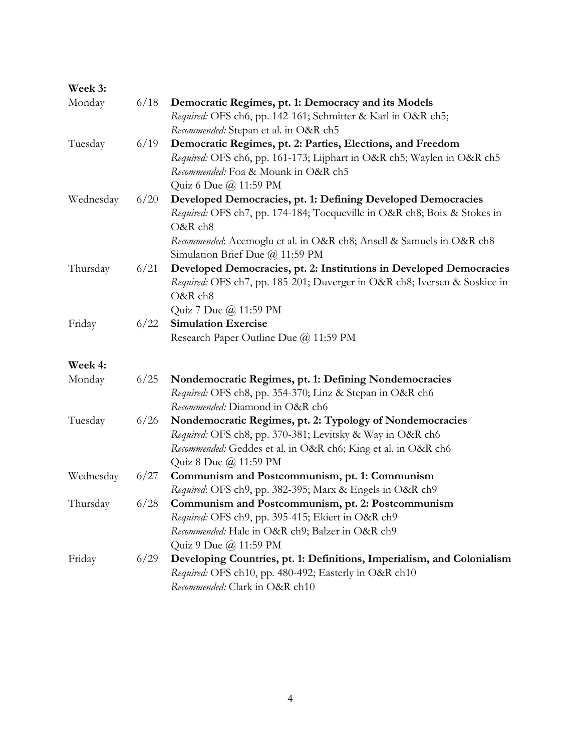**Week 3:**

| | | |
|---|---|---|
| Monday | 6/18 | **Democratic Regimes, pt. 1: Democracy and its Models**<br>*Required:* OFS ch6, pp. 142-161; Schmitter & Karl in O&R ch5;<br>*Recommended:* Stepan et al. in O&R ch5 |
| Tuesday | 6/19 | **Democratic Regimes, pt. 2: Parties, Elections, and Freedom**<br>*Required:* OFS ch6, pp. 161-173; Lijphart in O&R ch5; Waylen in O&R ch5<br>*Recommended:* Foa & Mounk in O&R ch5<br>Quiz 6 Due @ 11:59 PM |
| Wednesday | 6/20 | **Developed Democracies, pt. 1: Defining Developed Democracies**<br>*Required:* OFS ch7, pp. 174-184; Tocqueville in O&R ch8; Boix & Stokes in O&R ch8<br>*Recommended*: Acemoglu et al. in O&R ch8; Ansell & Samuels in O&R ch8<br>Simulation Brief Due @ 11:59 PM |
| Thursday | 6/21 | **Developed Democracies, pt. 2: Institutions in Developed Democracies**<br>*Required:* OFS ch7, pp. 185-201; Duverger in O&R ch8; Iversen & Soskice in O&R ch8<br>Quiz 7 Due @ 11:59 PM |
| Friday | 6/22 | **Simulation Exercise**<br>Research Paper Outline Due @ 11:59 PM |

**Week 4:**

| | | |
|---|---|---|
| Monday | 6/25 | **Nondemocratic Regimes, pt. 1: Defining Nondemocracies**<br>*Required:* OFS ch8, pp. 354-370; Linz & Stepan in O&R ch6<br>*Recommended:* Diamond in O&R ch6 |
| Tuesday | 6/26 | **Nondemocratic Regimes, pt. 2: Typology of Nondemocracies**<br>*Required:* OFS ch8, pp. 370-381; Levitsky & Way in O&R ch6<br>*Recommended:* Geddes et al. in O&R ch6; King et al. in O&R ch6<br>Quiz 8 Due @ 11:59 PM |
| Wednesday | 6/27 | **Communism and Postcommunism, pt. 1: Communism**<br>*Required*: OFS ch9, pp. 382-395; Marx & Engels in O&R ch9 |
| Thursday | 6/28 | **Communism and Postcommunism, pt. 2: Postcommunism**<br>*Required:* OFS ch9, pp. 395-415; Ekiert in O&R ch9<br>*Recommended:* Hale in O&R ch9; Balzer in O&R ch9<br>Quiz 9 Due @ 11:59 PM |
| Friday | 6/29 | **Developing Countries, pt. 1: Definitions, Imperialism, and Colonialism**<br>*Required:* OFS ch10, pp. 480-492; Easterly in O&R ch10<br>*Recommended:* Clark in O&R ch10 |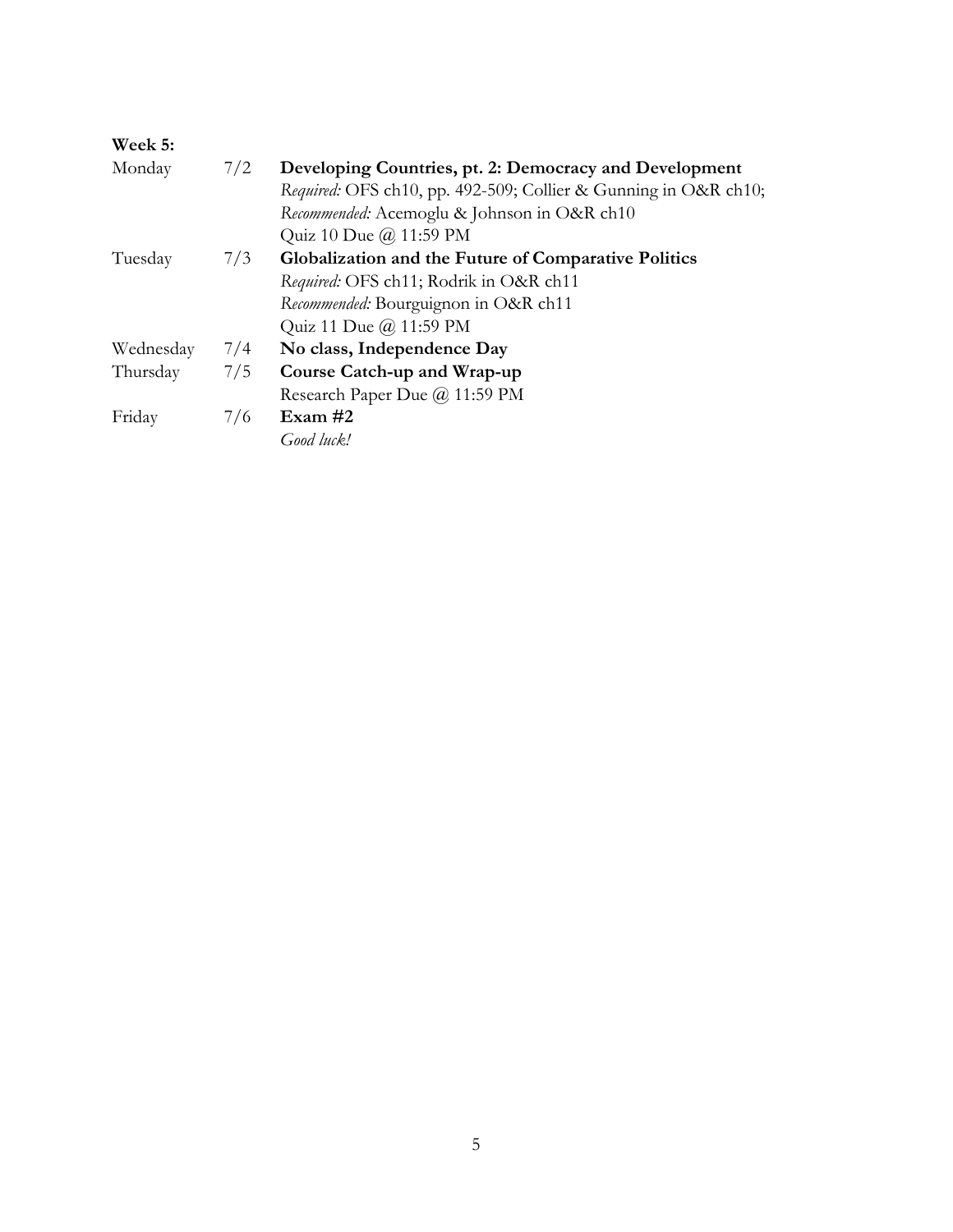**Week 5:**

| | | |
|---|---|---|
| Monday | 7/2 | **Developing Countries, pt. 2: Democracy and Development**<br>*Required:* OFS ch10, pp. 492-509; Collier & Gunning in O&R ch10;<br>*Recommended:* Acemoglu & Johnson in O&R ch10<br>Quiz 10 Due @ 11:59 PM |
| Tuesday | 7/3 | **Globalization and the Future of Comparative Politics**<br>*Required:* OFS ch11; Rodrik in O&R ch11<br>*Recommended:* Bourguignon in O&R ch11<br>Quiz 11 Due @ 11:59 PM |
| Wednesday | 7/4 | **No class, Independence Day** |
| Thursday | 7/5 | **Course Catch-up and Wrap-up**<br>Research Paper Due @ 11:59 PM |
| Friday | 7/6 | **Exam #2**<br>*Good luck!* |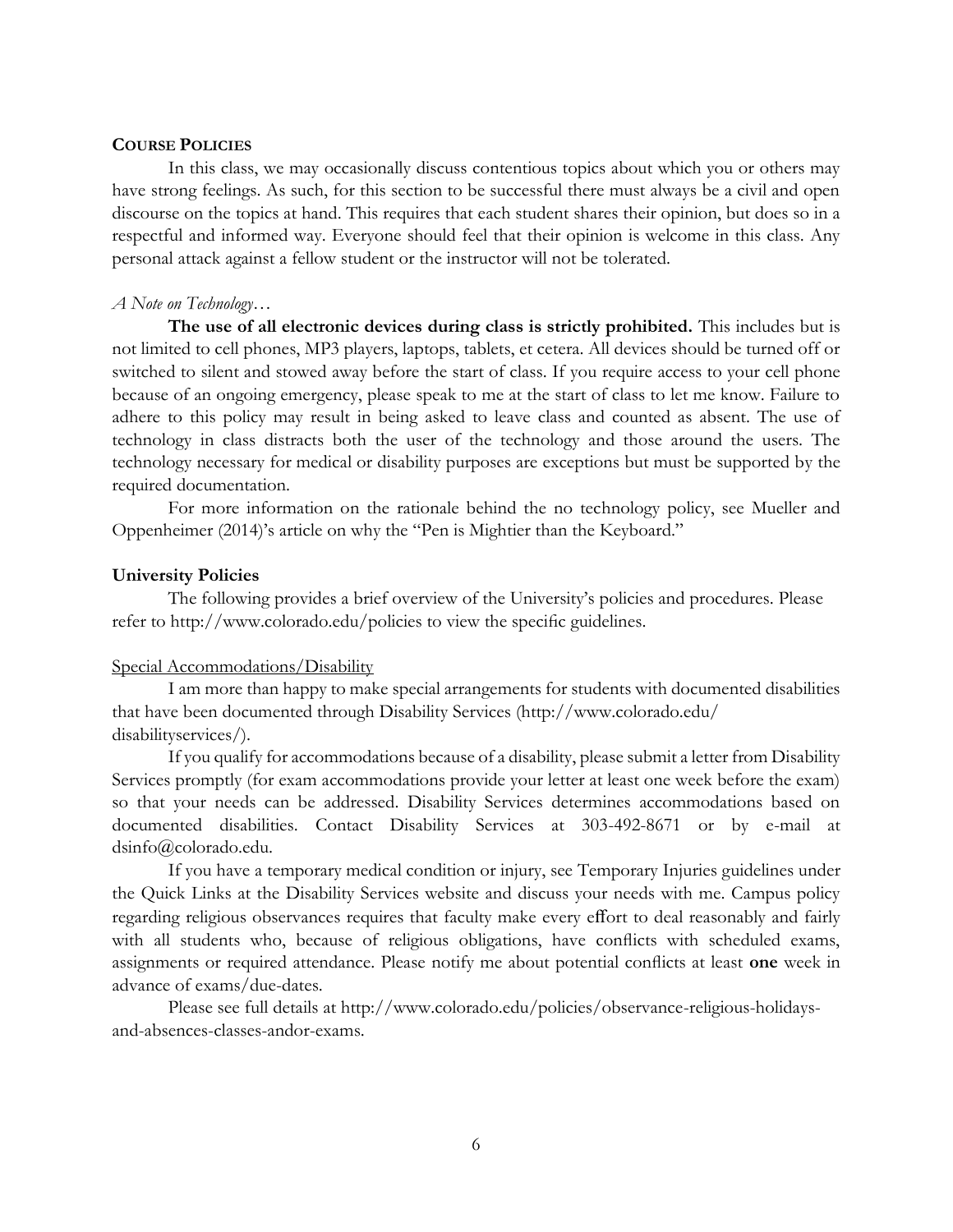## Course Policies

In this class, we may occasionally discuss contentious topics about which you or others may have strong feelings. As such, for this section to be successful there must always be a civil and open discourse on the topics at hand. This requires that each student shares their opinion, but does so in a respectful and informed way. Everyone should feel that their opinion is welcome in this class. Any personal attack against a fellow student or the instructor will not be tolerated.

*A Note on Technology…*

**The use of all electronic devices during class is strictly prohibited.** This includes but is not limited to cell phones, MP3 players, laptops, tablets, et cetera. All devices should be turned off or switched to silent and stowed away before the start of class. If you require access to your cell phone because of an ongoing emergency, please speak to me at the start of class to let me know. Failure to adhere to this policy may result in being asked to leave class and counted as absent. The use of technology in class distracts both the user of the technology and those around the users. The technology necessary for medical or disability purposes are exceptions but must be supported by the required documentation.

For more information on the rationale behind the no technology policy, see Mueller and Oppenheimer (2014)'s article on why the "Pen is Mightier than the Keyboard."

### University Policies

The following provides a brief overview of the University's policies and procedures. Please refer to http://www.colorado.edu/policies to view the specific guidelines.

Special Accommodations/Disability

I am more than happy to make special arrangements for students with documented disabilities that have been documented through Disability Services (http://www.colorado.edu/disabilityservices/).

If you qualify for accommodations because of a disability, please submit a letter from Disability Services promptly (for exam accommodations provide your letter at least one week before the exam) so that your needs can be addressed. Disability Services determines accommodations based on documented disabilities. Contact Disability Services at 303-492-8671 or by e-mail at dsinfo@colorado.edu.

If you have a temporary medical condition or injury, see Temporary Injuries guidelines under the Quick Links at the Disability Services website and discuss your needs with me. Campus policy regarding religious observances requires that faculty make every effort to deal reasonably and fairly with all students who, because of religious obligations, have conflicts with scheduled exams, assignments or required attendance. Please notify me about potential conflicts at least **one** week in advance of exams/due-dates.

Please see full details at http://www.colorado.edu/policies/observance-religious-holidays-and-absences-classes-andor-exams.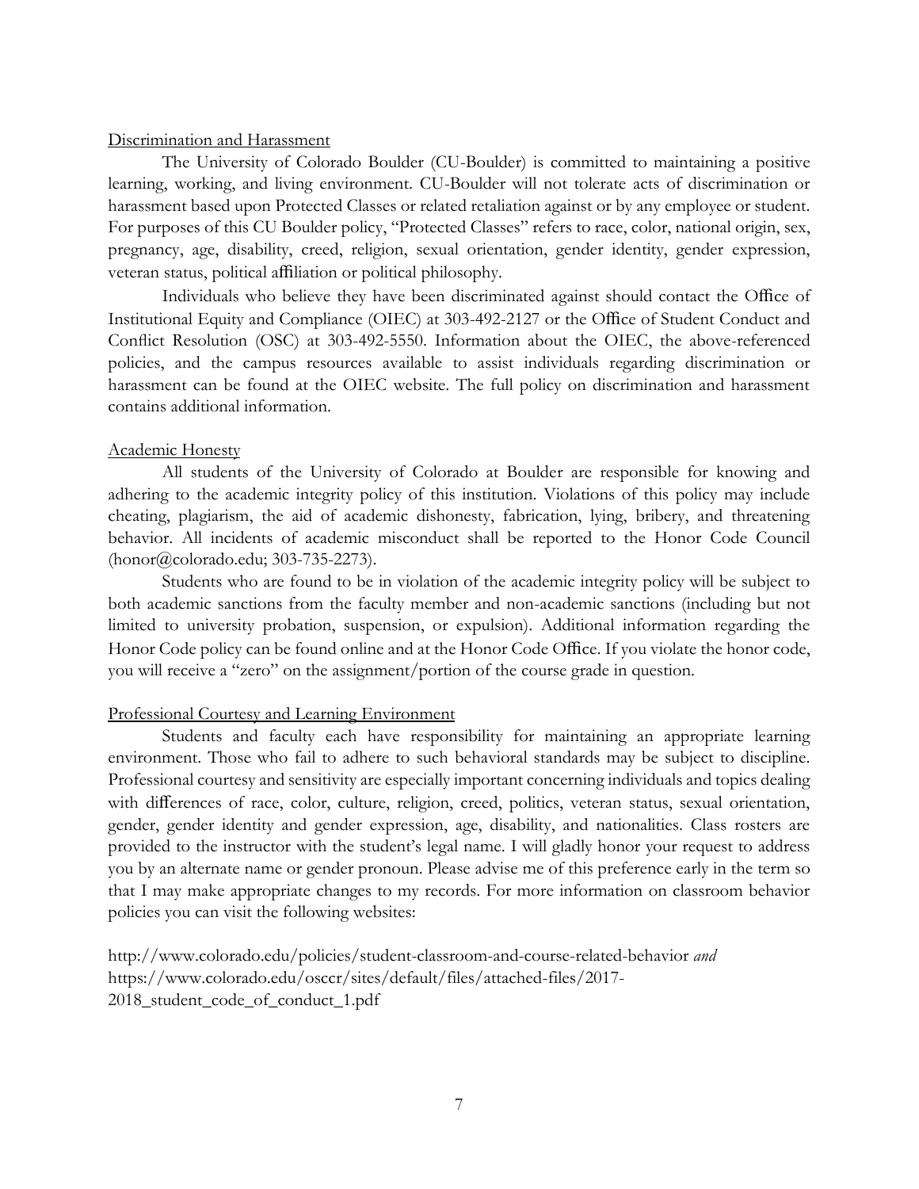## Discrimination and Harassment

The University of Colorado Boulder (CU-Boulder) is committed to maintaining a positive learning, working, and living environment. CU-Boulder will not tolerate acts of discrimination or harassment based upon Protected Classes or related retaliation against or by any employee or student. For purposes of this CU Boulder policy, "Protected Classes" refers to race, color, national origin, sex, pregnancy, age, disability, creed, religion, sexual orientation, gender identity, gender expression, veteran status, political affiliation or political philosophy.

Individuals who believe they have been discriminated against should contact the Office of Institutional Equity and Compliance (OIEC) at 303-492-2127 or the Office of Student Conduct and Conflict Resolution (OSC) at 303-492-5550. Information about the OIEC, the above-referenced policies, and the campus resources available to assist individuals regarding discrimination or harassment can be found at the OIEC website. The full policy on discrimination and harassment contains additional information.

## Academic Honesty

All students of the University of Colorado at Boulder are responsible for knowing and adhering to the academic integrity policy of this institution. Violations of this policy may include cheating, plagiarism, the aid of academic dishonesty, fabrication, lying, bribery, and threatening behavior. All incidents of academic misconduct shall be reported to the Honor Code Council (honor@colorado.edu; 303-735-2273).

Students who are found to be in violation of the academic integrity policy will be subject to both academic sanctions from the faculty member and non-academic sanctions (including but not limited to university probation, suspension, or expulsion). Additional information regarding the Honor Code policy can be found online and at the Honor Code Office. If you violate the honor code, you will receive a "zero" on the assignment/portion of the course grade in question.

## Professional Courtesy and Learning Environment

Students and faculty each have responsibility for maintaining an appropriate learning environment. Those who fail to adhere to such behavioral standards may be subject to discipline. Professional courtesy and sensitivity are especially important concerning individuals and topics dealing with differences of race, color, culture, religion, creed, politics, veteran status, sexual orientation, gender, gender identity and gender expression, age, disability, and nationalities. Class rosters are provided to the instructor with the student's legal name. I will gladly honor your request to address you by an alternate name or gender pronoun. Please advise me of this preference early in the term so that I may make appropriate changes to my records. For more information on classroom behavior policies you can visit the following websites:

http://www.colorado.edu/policies/student-classroom-and-course-related-behavior *and*
https://www.colorado.edu/osccr/sites/default/files/attached-files/2017-2018_student_code_of_conduct_1.pdf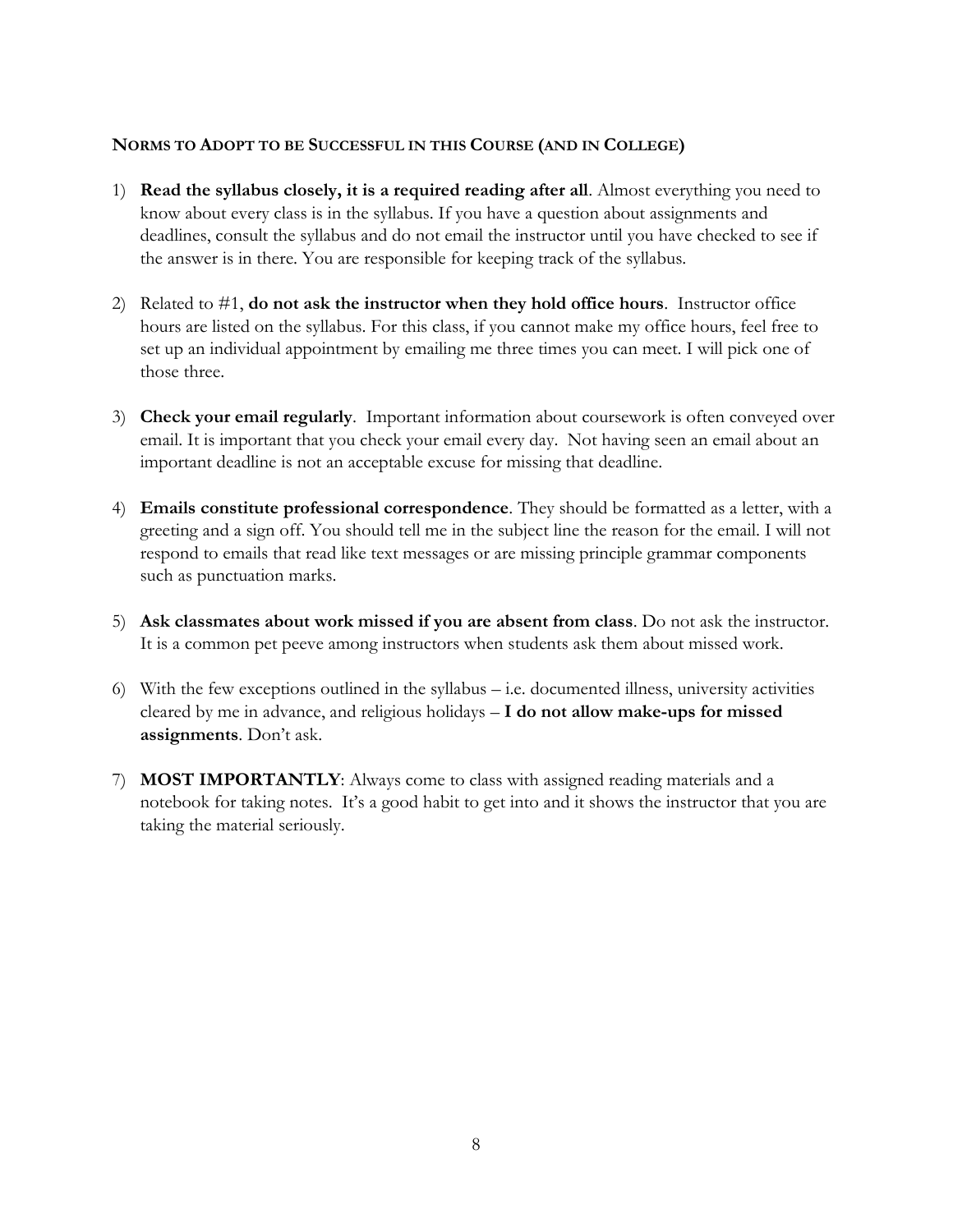**NORMS TO ADOPT TO BE SUCCESSFUL IN THIS COURSE (AND IN COLLEGE)**

1) **Read the syllabus closely, it is a required reading after all**. Almost everything you need to know about every class is in the syllabus. If you have a question about assignments and deadlines, consult the syllabus and do not email the instructor until you have checked to see if the answer is in there. You are responsible for keeping track of the syllabus.

2) Related to #1, **do not ask the instructor when they hold office hours**. Instructor office hours are listed on the syllabus. For this class, if you cannot make my office hours, feel free to set up an individual appointment by emailing me three times you can meet. I will pick one of those three.

3) **Check your email regularly**. Important information about coursework is often conveyed over email. It is important that you check your email every day. Not having seen an email about an important deadline is not an acceptable excuse for missing that deadline.

4) **Emails constitute professional correspondence**. They should be formatted as a letter, with a greeting and a sign off. You should tell me in the subject line the reason for the email. I will not respond to emails that read like text messages or are missing principle grammar components such as punctuation marks.

5) **Ask classmates about work missed if you are absent from class**. Do not ask the instructor. It is a common pet peeve among instructors when students ask them about missed work.

6) With the few exceptions outlined in the syllabus – i.e. documented illness, university activities cleared by me in advance, and religious holidays – **I do not allow make-ups for missed assignments**. Don't ask.

7) **MOST IMPORTANTLY**: Always come to class with assigned reading materials and a notebook for taking notes. It's a good habit to get into and it shows the instructor that you are taking the material seriously.